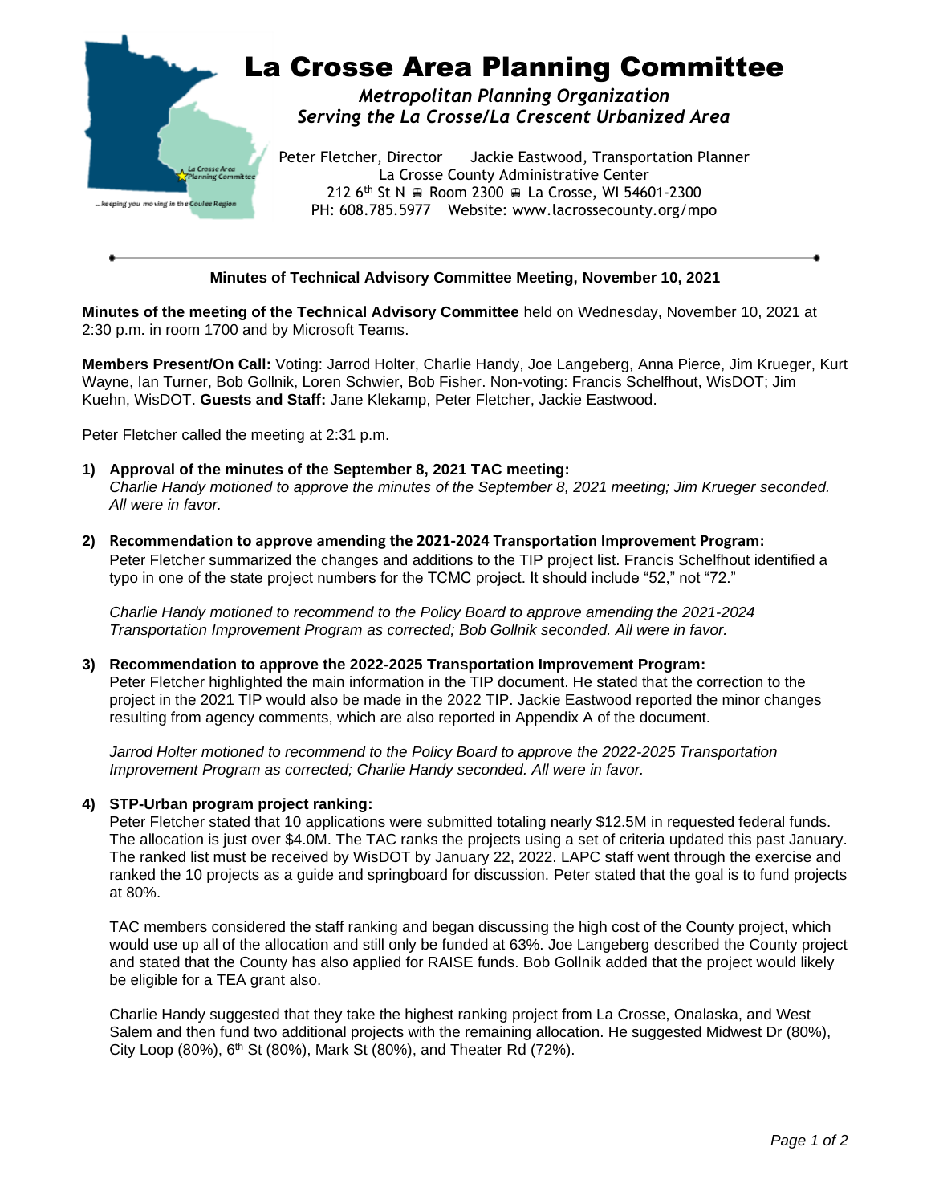# La Crosse Area Planning Committee

***Metropolitan Planning Organization***
***Serving the La Crosse/La Crescent Urbanized Area***

Peter Fletcher, Director Jackie Eastwood, Transportation Planner
La Crosse County Administrative Center
212 6th St N ■ Room 2300 ■ La Crosse, WI 54601-2300
PH: 608.785.5977 Website: www.lacrossecounty.org/mpo

**Minutes of Technical Advisory Committee Meeting, November 10, 2021**

**Minutes of the meeting of the Technical Advisory Committee** held on Wednesday, November 10, 2021 at 2:30 p.m. in room 1700 and by Microsoft Teams.

**Members Present/On Call:** Voting: Jarrod Holter, Charlie Handy, Joe Langeberg, Anna Pierce, Jim Krueger, Kurt Wayne, Ian Turner, Bob Gollnik, Loren Schwier, Bob Fisher. Non-voting: Francis Schelfhout, WisDOT; Jim Kuehn, WisDOT. **Guests and Staff:** Jane Klekamp, Peter Fletcher, Jackie Eastwood.

Peter Fletcher called the meeting at 2:31 p.m.

1) **Approval of the minutes of the September 8, 2021 TAC meeting:**
   *Charlie Handy motioned to approve the minutes of the September 8, 2021 meeting; Jim Krueger seconded. All were in favor.*

2) **Recommendation to approve amending the 2021-2024 Transportation Improvement Program:**
   Peter Fletcher summarized the changes and additions to the TIP project list. Francis Schelfhout identified a typo in one of the state project numbers for the TCMC project. It should include "52," not "72."

   *Charlie Handy motioned to recommend to the Policy Board to approve amending the 2021-2024 Transportation Improvement Program as corrected; Bob Gollnik seconded. All were in favor.*

3) **Recommendation to approve the 2022-2025 Transportation Improvement Program:**
   Peter Fletcher highlighted the main information in the TIP document. He stated that the correction to the project in the 2021 TIP would also be made in the 2022 TIP. Jackie Eastwood reported the minor changes resulting from agency comments, which are also reported in Appendix A of the document.

   *Jarrod Holter motioned to recommend to the Policy Board to approve the 2022-2025 Transportation Improvement Program as corrected; Charlie Handy seconded. All were in favor.*

4) **STP-Urban program project ranking:**
   Peter Fletcher stated that 10 applications were submitted totaling nearly $12.5M in requested federal funds. The allocation is just over $4.0M. The TAC ranks the projects using a set of criteria updated this past January. The ranked list must be received by WisDOT by January 22, 2022. LAPC staff went through the exercise and ranked the 10 projects as a guide and springboard for discussion. Peter stated that the goal is to fund projects at 80%.

   TAC members considered the staff ranking and began discussing the high cost of the County project, which would use up all of the allocation and still only be funded at 63%. Joe Langeberg described the County project and stated that the County has also applied for RAISE funds. Bob Gollnik added that the project would likely be eligible for a TEA grant also.

   Charlie Handy suggested that they take the highest ranking project from La Crosse, Onalaska, and West Salem and then fund two additional projects with the remaining allocation. He suggested Midwest Dr (80%), City Loop (80%), 6th St (80%), Mark St (80%), and Theater Rd (72%).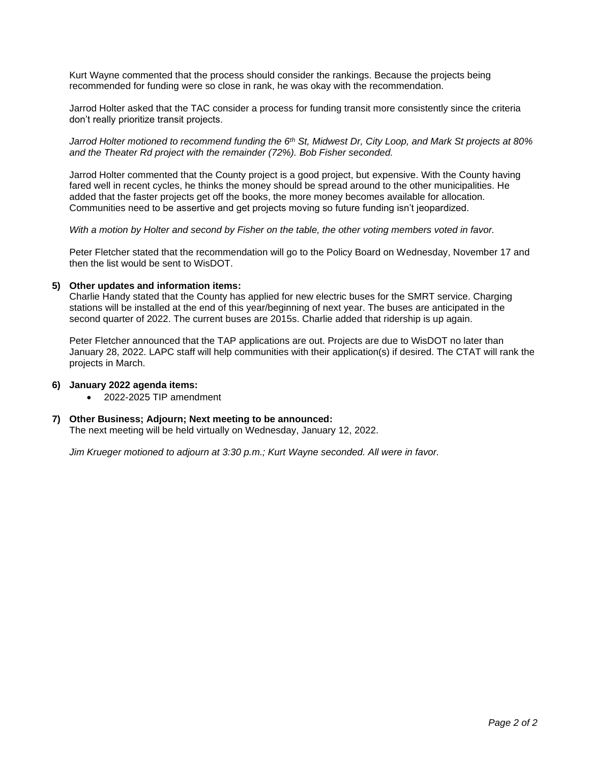Kurt Wayne commented that the process should consider the rankings. Because the projects being recommended for funding were so close in rank, he was okay with the recommendation.

Jarrod Holter asked that the TAC consider a process for funding transit more consistently since the criteria don't really prioritize transit projects.

*Jarrod Holter motioned to recommend funding the 6th St, Midwest Dr, City Loop, and Mark St projects at 80% and the Theater Rd project with the remainder (72%). Bob Fisher seconded.*

Jarrod Holter commented that the County project is a good project, but expensive. With the County having fared well in recent cycles, he thinks the money should be spread around to the other municipalities. He added that the faster projects get off the books, the more money becomes available for allocation. Communities need to be assertive and get projects moving so future funding isn't jeopardized.

*With a motion by Holter and second by Fisher on the table, the other voting members voted in favor.*

Peter Fletcher stated that the recommendation will go to the Policy Board on Wednesday, November 17 and then the list would be sent to WisDOT.

**5) Other updates and information items:**

Charlie Handy stated that the County has applied for new electric buses for the SMRT service. Charging stations will be installed at the end of this year/beginning of next year. The buses are anticipated in the second quarter of 2022. The current buses are 2015s. Charlie added that ridership is up again.

Peter Fletcher announced that the TAP applications are out. Projects are due to WisDOT no later than January 28, 2022. LAPC staff will help communities with their application(s) if desired. The CTAT will rank the projects in March.

**6) January 2022 agenda items:**

- 2022-2025 TIP amendment

**7) Other Business; Adjourn; Next meeting to be announced:**

The next meeting will be held virtually on Wednesday, January 12, 2022.

*Jim Krueger motioned to adjourn at 3:30 p.m.; Kurt Wayne seconded. All were in favor.*